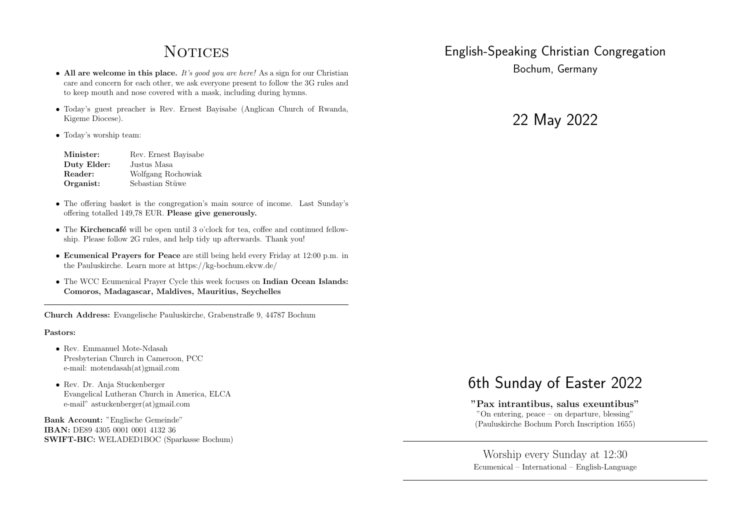# Notices

- **All are welcome in this place.** *It's good you are here!* As a sign for our Christian care and concern for each other, we ask everyone present to follow the 3G rules and to keep mouth and nose covered with a mask, including during hymns.
- Today's guest preacher is Rev. Ernest Bayisabe (Anglican Church of Rwanda, Kigeme Diocese).
- Today's worship team:

| | |
|---|---|
| **Minister:** | Rev. Ernest Bayisabe |
| **Duty Elder:** | Justus Masa |
| **Reader:** | Wolfgang Rochowiak |
| **Organist:** | Sebastian Stüwe |

- The offering basket is the congregation's main source of income. Last Sunday's offering totalled 149,78 EUR. **Please give generously.**
- The **Kirchencafé** will be open until 3 o'clock for tea, coffee and continued fellowship. Please follow 2G rules, and help tidy up afterwards. Thank you!
- **Ecumenical Prayers for Peace** are still being held every Friday at 12:00 p.m. in the Pauluskirche. Learn more at https://kg-bochum.ekvw.de/
- The WCC Ecumenical Prayer Cycle this week focuses on **Indian Ocean Islands: Comoros, Madagascar, Maldives, Mauritius, Seychelles**

---

**Church Address:** Evangelische Pauluskirche, Grabenstraße 9, 44787 Bochum

**Pastors:**

- Rev. Emmanuel Mote-Ndasah
  Presbyterian Church in Cameroon, PCC
  e-mail: motendasah(at)gmail.com
- Rev. Dr. Anja Stuckenberger
  Evangelical Lutheran Church in America, ELCA
  e-mail" astuckenberger(at)gmail.com

**Bank Account:** "Englische Gemeinde"
**IBAN:** DE89 4305 0001 0001 4132 36
**SWIFT-BIC:** WELADED1BOC (Sparkasse Bochum)

# English-Speaking Christian Congregation

Bochum, Germany

## 22 May 2022

## 6th Sunday of Easter 2022

**"Pax intrantibus, salus exeuntibus"**

"On entering, peace – on departure, blessing"
(Pauluskirche Bochum Porch Inscription 1655)

---

Worship every Sunday at 12:30

Ecumenical – International – English-Language

---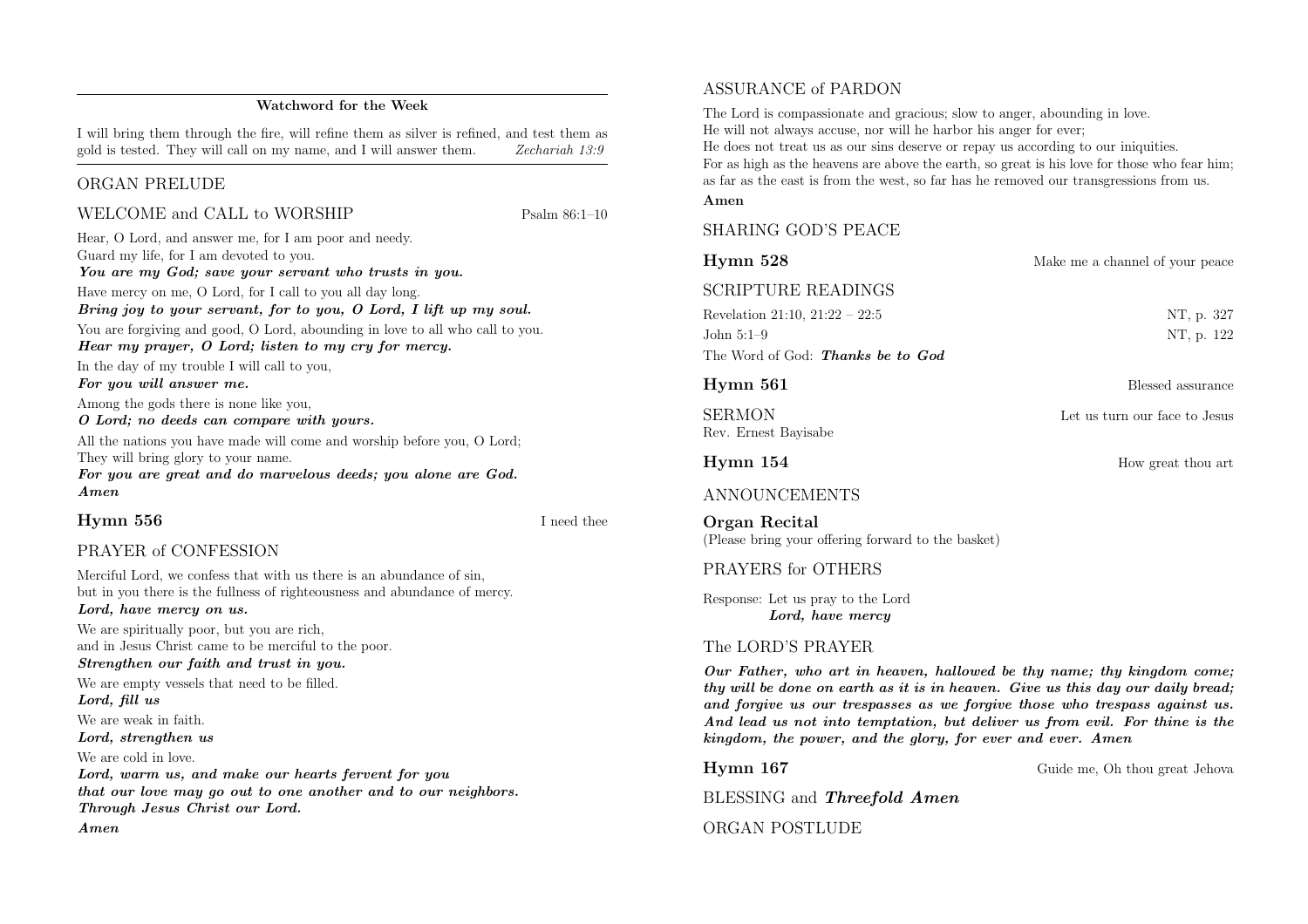**Watchword for the Week**

I will bring them through the fire, will refine them as silver is refined, and test them as gold is tested. They will call on my name, and I will answer them. *Zechariah 13:9*

## ORGAN PRELUDE

## WELCOME and CALL to WORSHIP — Psalm 86:1–10

Hear, O Lord, and answer me, for I am poor and needy.
Guard my life, for I am devoted to you.
***You are my God; save your servant who trusts in you.***

Have mercy on me, O Lord, for I call to you all day long.
***Bring joy to your servant, for to you, O Lord, I lift up my soul.***

You are forgiving and good, O Lord, abounding in love to all who call to you.
***Hear my prayer, O Lord; listen to my cry for mercy.***

In the day of my trouble I will call to you,
***For you will answer me.***

Among the gods there is none like you,
***O Lord; no deeds can compare with yours.***

All the nations you have made will come and worship before you, O Lord;
They will bring glory to your name.
***For you are great and do marvelous deeds; you alone are God.***
***Amen***

**Hymn 556** — I need thee

## PRAYER of CONFESSION

Merciful Lord, we confess that with us there is an abundance of sin,
but in you there is the fullness of righteousness and abundance of mercy.
***Lord, have mercy on us.***

We are spiritually poor, but you are rich,
and in Jesus Christ came to be merciful to the poor.
***Strengthen our faith and trust in you.***

We are empty vessels that need to be filled.
***Lord, fill us***

We are weak in faith.
***Lord, strengthen us***

We are cold in love.
***Lord, warm us, and make our hearts fervent for you***
***that our love may go out to one another and to our neighbors.***
***Through Jesus Christ our Lord.***
***Amen***

## ASSURANCE of PARDON

The Lord is compassionate and gracious; slow to anger, abounding in love.
He will not always accuse, nor will he harbor his anger for ever;
He does not treat us as our sins deserve or repay us according to our iniquities.
For as high as the heavens are above the earth, so great is his love for those who fear him;
as far as the east is from the west, so far has he removed our transgressions from us.
**Amen**

## SHARING GOD'S PEACE

**Hymn 528** — Make me a channel of your peace

## SCRIPTURE READINGS

Revelation 21:10, 21:22 – 22:5 — NT, p. 327
John 5:1–9 — NT, p. 122
The Word of God: ***Thanks be to God***

**Hymn 561** — Blessed assurance

## SERMON — Let us turn our face to Jesus

Rev. Ernest Bayisabe

**Hymn 154** — How great thou art

## ANNOUNCEMENTS

**Organ Recital**
(Please bring your offering forward to the basket)

## PRAYERS for OTHERS

Response: Let us pray to the Lord
***Lord, have mercy***

## The LORD'S PRAYER

***Our Father, who art in heaven, hallowed be thy name; thy kingdom come; thy will be done on earth as it is in heaven. Give us this day our daily bread; and forgive us our trespasses as we forgive those who trespass against us. And lead us not into temptation, but deliver us from evil. For thine is the kingdom, the power, and the glory, for ever and ever. Amen***

**Hymn 167** — Guide me, Oh thou great Jehova

## BLESSING and ***Threefold Amen***

## ORGAN POSTLUDE